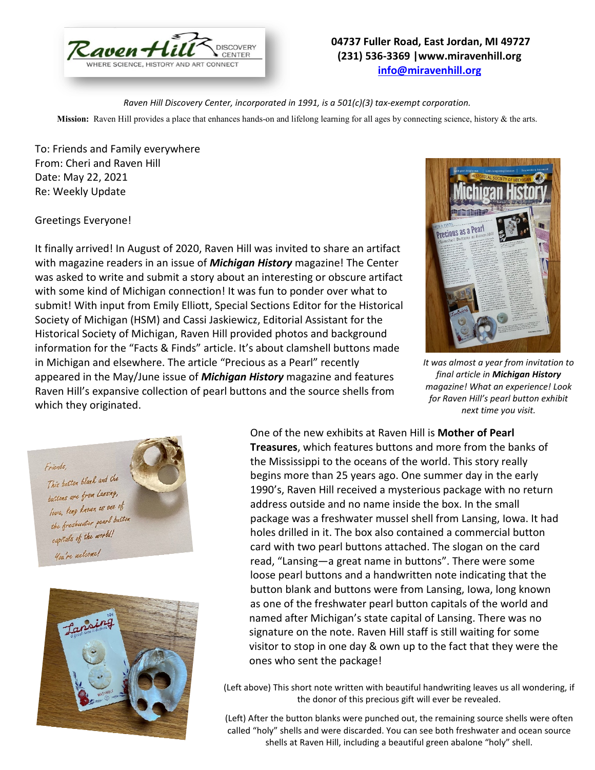**Raven Hill DISCOVERY CENTER** — WHERE SCIENCE, HISTORY AND ART CONNECT

**04737 Fuller Road, East Jordan, MI 49727**
**(231) 536-3369 |www.miravenhill.org**
**info@miravenhill.org**

*Raven Hill Discovery Center, incorporated in 1991, is a 501(c)(3) tax-exempt corporation.*

**Mission:** Raven Hill provides a place that enhances hands-on and lifelong learning for all ages by connecting science, history & the arts.

To: Friends and Family everywhere
From: Cheri and Raven Hill
Date: May 22, 2021
Re: Weekly Update

Greetings Everyone!

It finally arrived! In August of 2020, Raven Hill was invited to share an artifact with magazine readers in an issue of ***Michigan History*** magazine! The Center was asked to write and submit a story about an interesting or obscure artifact with some kind of Michigan connection! It was fun to ponder over what to submit! With input from Emily Elliott, Special Sections Editor for the Historical Society of Michigan (HSM) and Cassi Jaskiewicz, Editorial Assistant for the Historical Society of Michigan, Raven Hill provided photos and background information for the "Facts & Finds" article. It's about clamshell buttons made in Michigan and elsewhere. The article "Precious as a Pearl" recently appeared in the May/June issue of ***Michigan History*** magazine and features Raven Hill's expansive collection of pearl buttons and the source shells from which they originated.

*It was almost a year from invitation to final article in **Michigan History** magazine! What an experience! Look for Raven Hill's pearl button exhibit next time you visit.*

One of the new exhibits at Raven Hill is **Mother of Pearl Treasures**, which features buttons and more from the banks of the Mississippi to the oceans of the world. This story really begins more than 25 years ago. One summer day in the early 1990's, Raven Hill received a mysterious package with no return address outside and no name inside the box. In the small package was a freshwater mussel shell from Lansing, Iowa. It had holes drilled in it. The box also contained a commercial button card with two pearl buttons attached. The slogan on the card read, "Lansing—a great name in buttons". There were some loose pearl buttons and a handwritten note indicating that the button blank and buttons were from Lansing, Iowa, long known as one of the freshwater pearl button capitals of the world and named after Michigan's state capital of Lansing. There was no signature on the note. Raven Hill staff is still waiting for some visitor to stop in one day & own up to the fact that they were the ones who sent the package!

(Left above) This short note written with beautiful handwriting leaves us all wondering, if the donor of this precious gift will ever be revealed.

(Left) After the button blanks were punched out, the remaining source shells were often called "holy" shells and were discarded. You can see both freshwater and ocean source shells at Raven Hill, including a beautiful green abalone "holy" shell.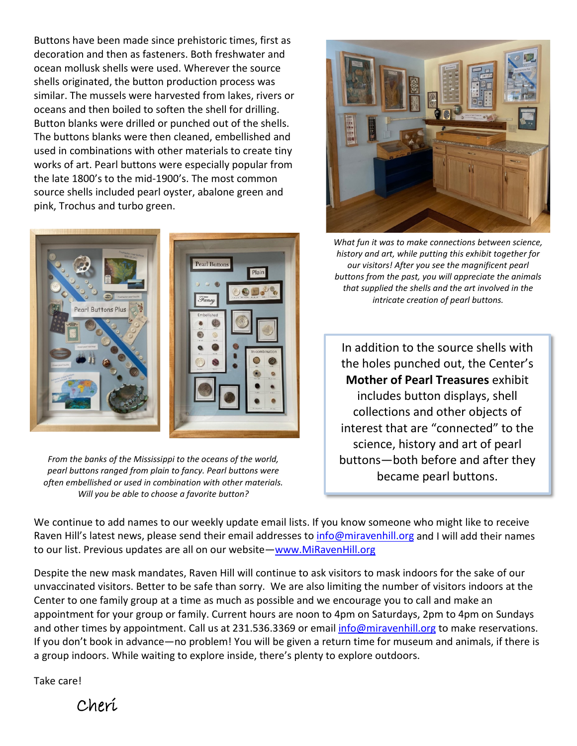Buttons have been made since prehistoric times, first as decoration and then as fasteners. Both freshwater and ocean mollusk shells were used. Wherever the source shells originated, the button production process was similar. The mussels were harvested from lakes, rivers or oceans and then boiled to soften the shell for drilling. Button blanks were drilled or punched out of the shells. The buttons blanks were then cleaned, embellished and used in combinations with other materials to create tiny works of art. Pearl buttons were especially popular from the late 1800's to the mid-1900's. The most common source shells included pearl oyster, abalone green and pink, Trochus and turbo green.

*From the banks of the Mississippi to the oceans of the world, pearl buttons ranged from plain to fancy. Pearl buttons were often embellished or used in combination with other materials. Will you be able to choose a favorite button?*

*What fun it was to make connections between science, history and art, while putting this exhibit together for our visitors! After you see the magnificent pearl buttons from the past, you will appreciate the animals that supplied the shells and the art involved in the intricate creation of pearl buttons.*

In addition to the source shells with the holes punched out, the Center's **Mother of Pearl Treasures** exhibit includes button displays, shell collections and other objects of interest that are "connected" to the science, history and art of pearl buttons—both before and after they became pearl buttons.

We continue to add names to our weekly update email lists. If you know someone who might like to receive Raven Hill's latest news, please send their email addresses to info@miravenhill.org and I will add their names to our list. Previous updates are all on our website—www.MiRavenHill.org

Despite the new mask mandates, Raven Hill will continue to ask visitors to mask indoors for the sake of our unvaccinated visitors. Better to be safe than sorry. We are also limiting the number of visitors indoors at the Center to one family group at a time as much as possible and we encourage you to call and make an appointment for your group or family. Current hours are noon to 4pm on Saturdays, 2pm to 4pm on Sundays and other times by appointment. Call us at 231.536.3369 or email info@miravenhill.org to make reservations. If you don't book in advance—no problem! You will be given a return time for museum and animals, if there is a group indoors. While waiting to explore inside, there's plenty to explore outdoors.

Take care!

Cheri